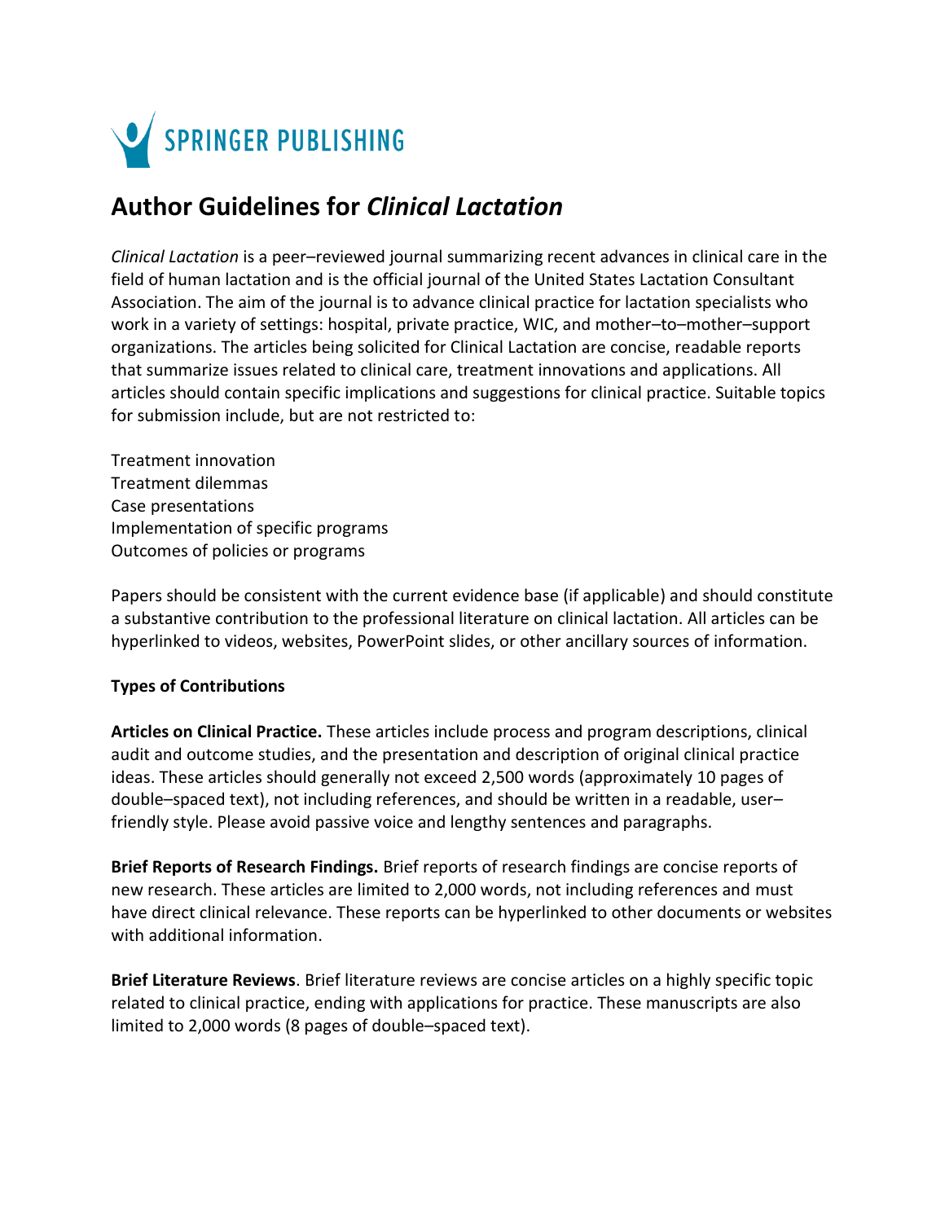SPRINGER PUBLISHING

# Author Guidelines for *Clinical Lactation*

*Clinical Lactation* is a peer–reviewed journal summarizing recent advances in clinical care in the field of human lactation and is the official journal of the United States Lactation Consultant Association. The aim of the journal is to advance clinical practice for lactation specialists who work in a variety of settings: hospital, private practice, WIC, and mother–to–mother–support organizations. The articles being solicited for Clinical Lactation are concise, readable reports that summarize issues related to clinical care, treatment innovations and applications. All articles should contain specific implications and suggestions for clinical practice. Suitable topics for submission include, but are not restricted to:

Treatment innovation
Treatment dilemmas
Case presentations
Implementation of specific programs
Outcomes of policies or programs

Papers should be consistent with the current evidence base (if applicable) and should constitute a substantive contribution to the professional literature on clinical lactation. All articles can be hyperlinked to videos, websites, PowerPoint slides, or other ancillary sources of information.

**Types of Contributions**

**Articles on Clinical Practice.** These articles include process and program descriptions, clinical audit and outcome studies, and the presentation and description of original clinical practice ideas. These articles should generally not exceed 2,500 words (approximately 10 pages of double–spaced text), not including references, and should be written in a readable, user–friendly style. Please avoid passive voice and lengthy sentences and paragraphs.

**Brief Reports of Research Findings.** Brief reports of research findings are concise reports of new research. These articles are limited to 2,000 words, not including references and must have direct clinical relevance. These reports can be hyperlinked to other documents or websites with additional information.

**Brief Literature Reviews**. Brief literature reviews are concise articles on a highly specific topic related to clinical practice, ending with applications for practice. These manuscripts are also limited to 2,000 words (8 pages of double–spaced text).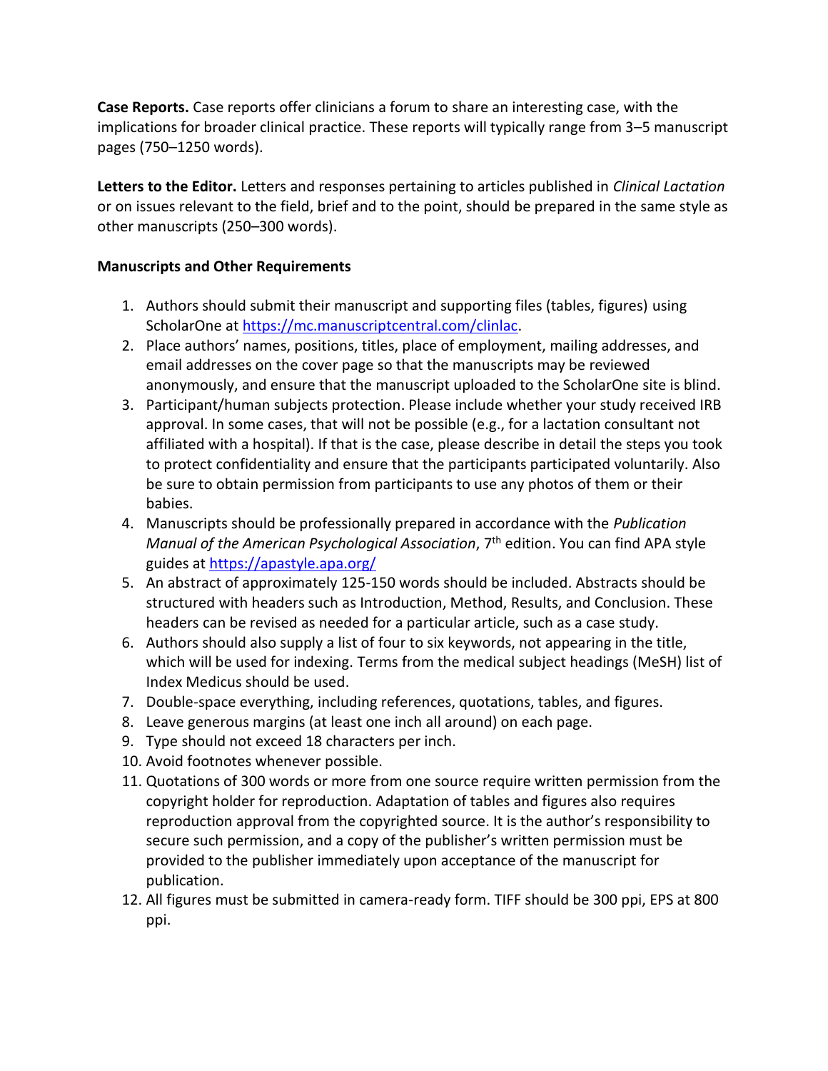**Case Reports.** Case reports offer clinicians a forum to share an interesting case, with the implications for broader clinical practice. These reports will typically range from 3–5 manuscript pages (750–1250 words).

**Letters to the Editor.** Letters and responses pertaining to articles published in *Clinical Lactation* or on issues relevant to the field, brief and to the point, should be prepared in the same style as other manuscripts (250–300 words).

**Manuscripts and Other Requirements**

1. Authors should submit their manuscript and supporting files (tables, figures) using ScholarOne at [https://mc.manuscriptcentral.com/clinlac](https://mc.manuscriptcentral.com/clinlac).
2. Place authors' names, positions, titles, place of employment, mailing addresses, and email addresses on the cover page so that the manuscripts may be reviewed anonymously, and ensure that the manuscript uploaded to the ScholarOne site is blind.
3. Participant/human subjects protection. Please include whether your study received IRB approval. In some cases, that will not be possible (e.g., for a lactation consultant not affiliated with a hospital). If that is the case, please describe in detail the steps you took to protect confidentiality and ensure that the participants participated voluntarily. Also be sure to obtain permission from participants to use any photos of them or their babies.
4. Manuscripts should be professionally prepared in accordance with the *Publication Manual of the American Psychological Association*, 7th edition. You can find APA style guides at [https://apastyle.apa.org/](https://apastyle.apa.org/)
5. An abstract of approximately 125-150 words should be included. Abstracts should be structured with headers such as Introduction, Method, Results, and Conclusion. These headers can be revised as needed for a particular article, such as a case study.
6. Authors should also supply a list of four to six keywords, not appearing in the title, which will be used for indexing. Terms from the medical subject headings (MeSH) list of Index Medicus should be used.
7. Double-space everything, including references, quotations, tables, and figures.
8. Leave generous margins (at least one inch all around) on each page.
9. Type should not exceed 18 characters per inch.
10. Avoid footnotes whenever possible.
11. Quotations of 300 words or more from one source require written permission from the copyright holder for reproduction. Adaptation of tables and figures also requires reproduction approval from the copyrighted source. It is the author's responsibility to secure such permission, and a copy of the publisher's written permission must be provided to the publisher immediately upon acceptance of the manuscript for publication.
12. All figures must be submitted in camera-ready form. TIFF should be 300 ppi, EPS at 800 ppi.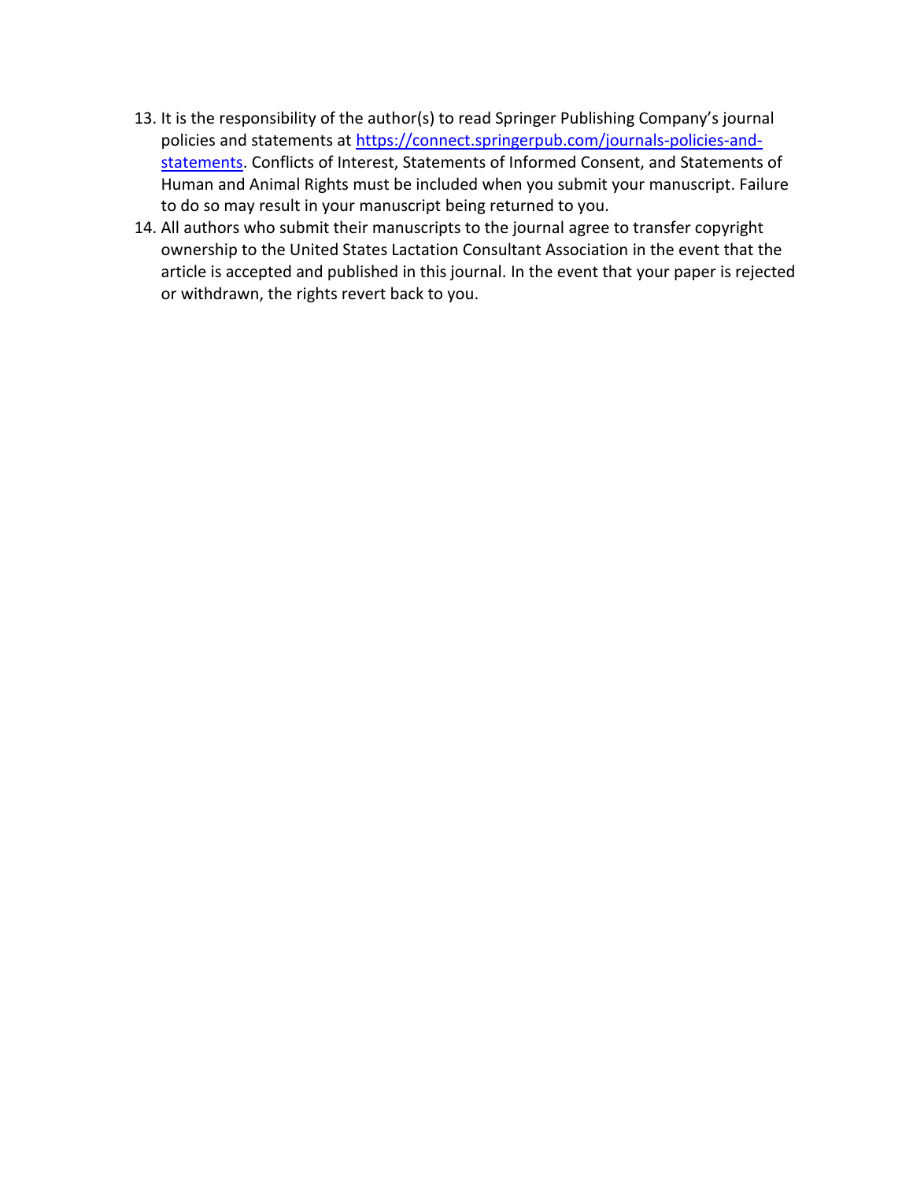13. It is the responsibility of the author(s) to read Springer Publishing Company's journal policies and statements at [https://connect.springerpub.com/journals-policies-and-statements](https://connect.springerpub.com/journals-policies-and-statements). Conflicts of Interest, Statements of Informed Consent, and Statements of Human and Animal Rights must be included when you submit your manuscript. Failure to do so may result in your manuscript being returned to you.
14. All authors who submit their manuscripts to the journal agree to transfer copyright ownership to the United States Lactation Consultant Association in the event that the article is accepted and published in this journal. In the event that your paper is rejected or withdrawn, the rights revert back to you.